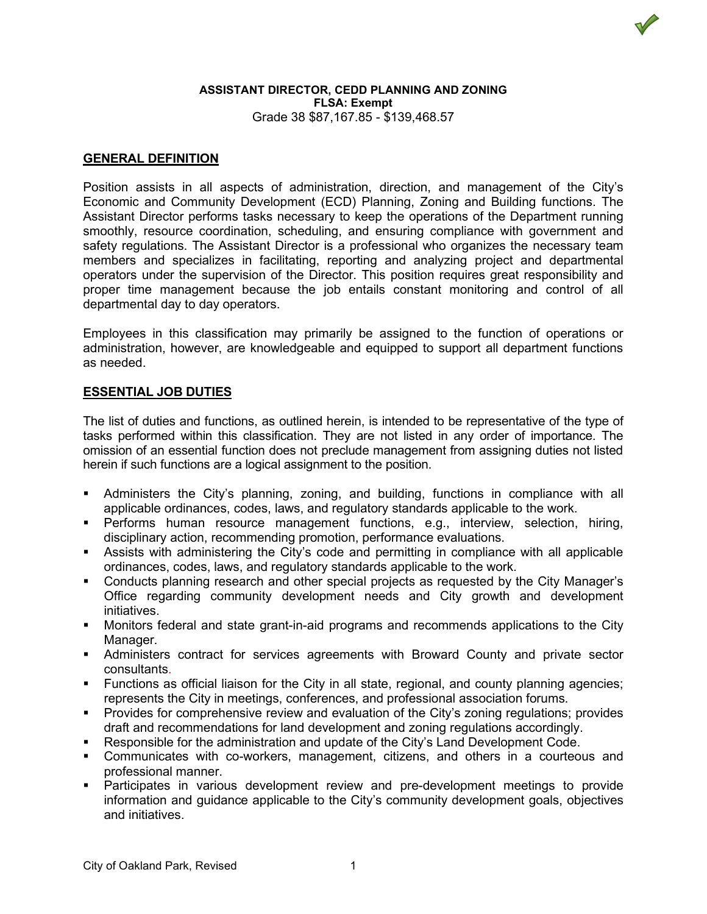**ASSISTANT DIRECTOR, CEDD PLANNING AND ZONING**
**FLSA: Exempt**
Grade 38 $87,167.85 - $139,468.57

## GENERAL DEFINITION

Position assists in all aspects of administration, direction, and management of the City's Economic and Community Development (ECD) Planning, Zoning and Building functions. The Assistant Director performs tasks necessary to keep the operations of the Department running smoothly, resource coordination, scheduling, and ensuring compliance with government and safety regulations. The Assistant Director is a professional who organizes the necessary team members and specializes in facilitating, reporting and analyzing project and departmental operators under the supervision of the Director. This position requires great responsibility and proper time management because the job entails constant monitoring and control of all departmental day to day operators.

Employees in this classification may primarily be assigned to the function of operations or administration, however, are knowledgeable and equipped to support all department functions as needed.

## ESSENTIAL JOB DUTIES

The list of duties and functions, as outlined herein, is intended to be representative of the type of tasks performed within this classification. They are not listed in any order of importance. The omission of an essential function does not preclude management from assigning duties not listed herein if such functions are a logical assignment to the position.

- Administers the City's planning, zoning, and building, functions in compliance with all applicable ordinances, codes, laws, and regulatory standards applicable to the work.
- Performs human resource management functions, e.g., interview, selection, hiring, disciplinary action, recommending promotion, performance evaluations.
- Assists with administering the City's code and permitting in compliance with all applicable ordinances, codes, laws, and regulatory standards applicable to the work.
- Conducts planning research and other special projects as requested by the City Manager's Office regarding community development needs and City growth and development initiatives.
- Monitors federal and state grant-in-aid programs and recommends applications to the City Manager.
- Administers contract for services agreements with Broward County and private sector consultants.
- Functions as official liaison for the City in all state, regional, and county planning agencies; represents the City in meetings, conferences, and professional association forums.
- Provides for comprehensive review and evaluation of the City's zoning regulations; provides draft and recommendations for land development and zoning regulations accordingly.
- Responsible for the administration and update of the City's Land Development Code.
- Communicates with co-workers, management, citizens, and others in a courteous and professional manner.
- Participates in various development review and pre-development meetings to provide information and guidance applicable to the City's community development goals, objectives and initiatives.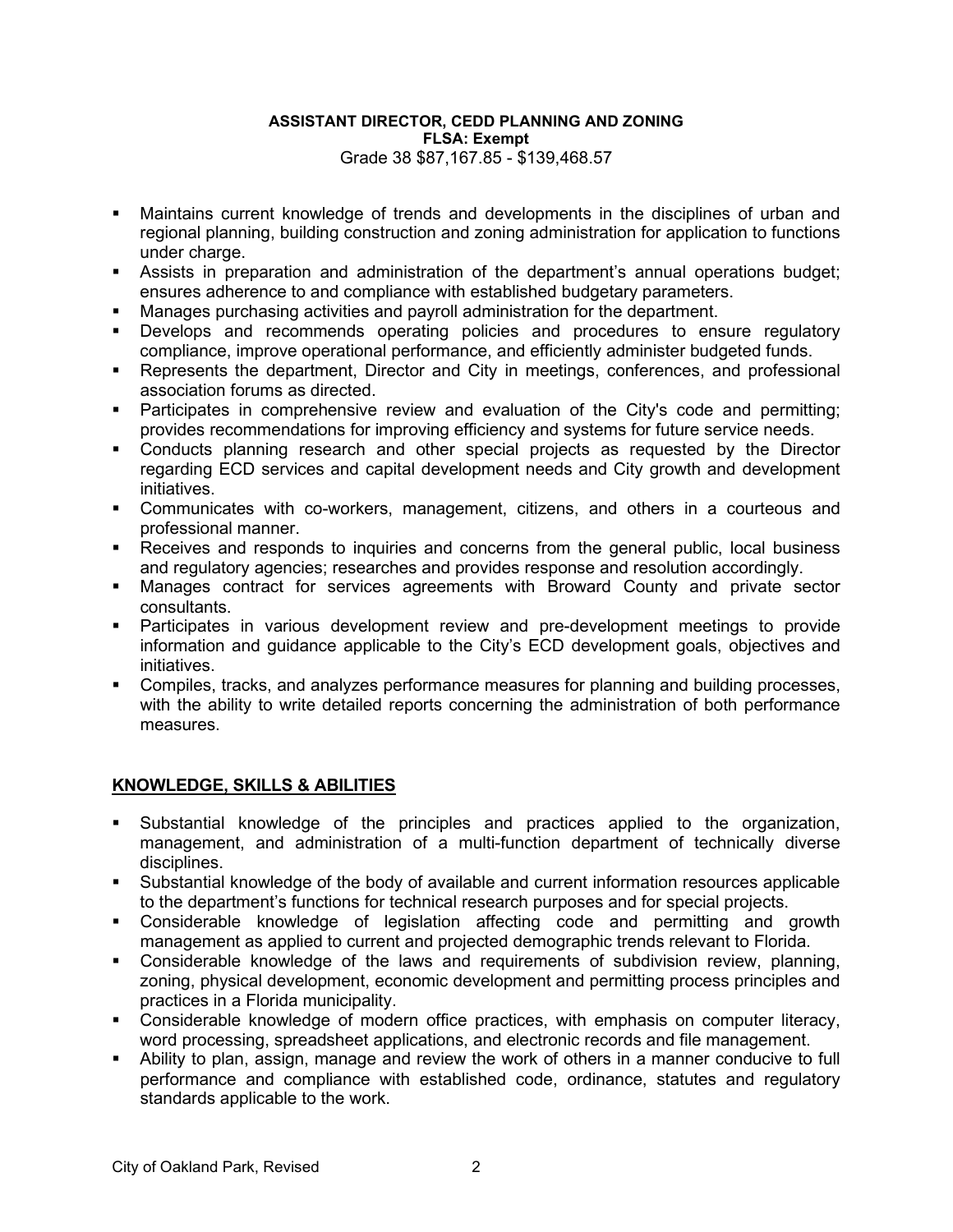**ASSISTANT DIRECTOR, CEDD PLANNING AND ZONING**
**FLSA: Exempt**
Grade 38 $87,167.85 - $139,468.57

- Maintains current knowledge of trends and developments in the disciplines of urban and regional planning, building construction and zoning administration for application to functions under charge.
- Assists in preparation and administration of the department's annual operations budget; ensures adherence to and compliance with established budgetary parameters.
- Manages purchasing activities and payroll administration for the department.
- Develops and recommends operating policies and procedures to ensure regulatory compliance, improve operational performance, and efficiently administer budgeted funds.
- Represents the department, Director and City in meetings, conferences, and professional association forums as directed.
- Participates in comprehensive review and evaluation of the City's code and permitting; provides recommendations for improving efficiency and systems for future service needs.
- Conducts planning research and other special projects as requested by the Director regarding ECD services and capital development needs and City growth and development initiatives.
- Communicates with co-workers, management, citizens, and others in a courteous and professional manner.
- Receives and responds to inquiries and concerns from the general public, local business and regulatory agencies; researches and provides response and resolution accordingly.
- Manages contract for services agreements with Broward County and private sector consultants.
- Participates in various development review and pre-development meetings to provide information and guidance applicable to the City's ECD development goals, objectives and initiatives.
- Compiles, tracks, and analyzes performance measures for planning and building processes, with the ability to write detailed reports concerning the administration of both performance measures.

## KNOWLEDGE, SKILLS & ABILITIES

- Substantial knowledge of the principles and practices applied to the organization, management, and administration of a multi-function department of technically diverse disciplines.
- Substantial knowledge of the body of available and current information resources applicable to the department's functions for technical research purposes and for special projects.
- Considerable knowledge of legislation affecting code and permitting and growth management as applied to current and projected demographic trends relevant to Florida.
- Considerable knowledge of the laws and requirements of subdivision review, planning, zoning, physical development, economic development and permitting process principles and practices in a Florida municipality.
- Considerable knowledge of modern office practices, with emphasis on computer literacy, word processing, spreadsheet applications, and electronic records and file management.
- Ability to plan, assign, manage and review the work of others in a manner conducive to full performance and compliance with established code, ordinance, statutes and regulatory standards applicable to the work.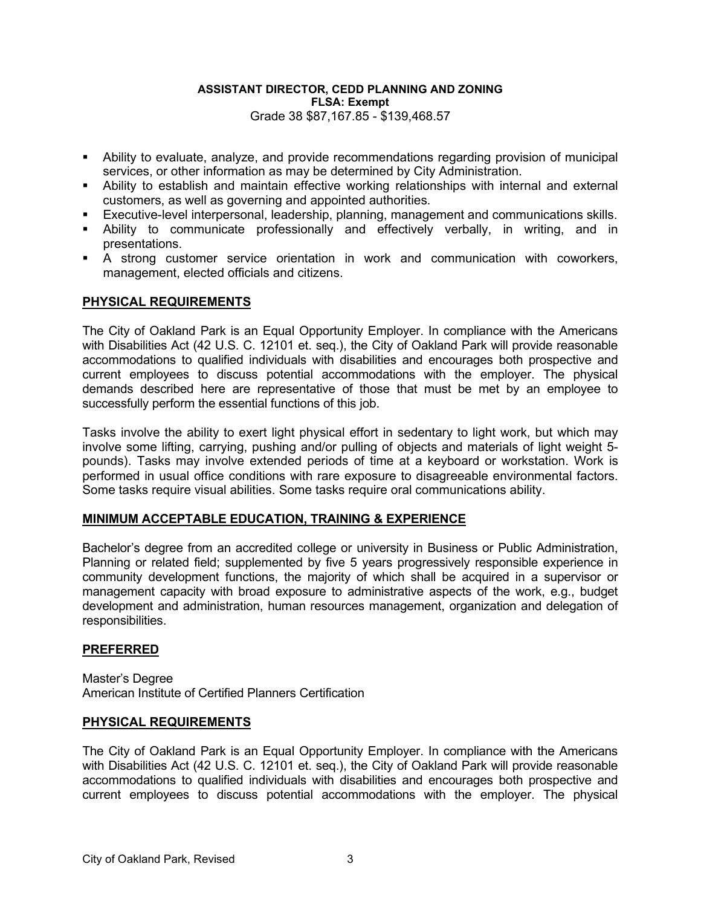**ASSISTANT DIRECTOR, CEDD PLANNING AND ZONING**
**FLSA: Exempt**
Grade 38 $87,167.85 - $139,468.57

- Ability to evaluate, analyze, and provide recommendations regarding provision of municipal services, or other information as may be determined by City Administration.
- Ability to establish and maintain effective working relationships with internal and external customers, as well as governing and appointed authorities.
- Executive-level interpersonal, leadership, planning, management and communications skills.
- Ability to communicate professionally and effectively verbally, in writing, and in presentations.
- A strong customer service orientation in work and communication with coworkers, management, elected officials and citizens.

## PHYSICAL REQUIREMENTS

The City of Oakland Park is an Equal Opportunity Employer. In compliance with the Americans with Disabilities Act (42 U.S. C. 12101 et. seq.), the City of Oakland Park will provide reasonable accommodations to qualified individuals with disabilities and encourages both prospective and current employees to discuss potential accommodations with the employer. The physical demands described here are representative of those that must be met by an employee to successfully perform the essential functions of this job.

Tasks involve the ability to exert light physical effort in sedentary to light work, but which may involve some lifting, carrying, pushing and/or pulling of objects and materials of light weight 5-pounds). Tasks may involve extended periods of time at a keyboard or workstation. Work is performed in usual office conditions with rare exposure to disagreeable environmental factors. Some tasks require visual abilities. Some tasks require oral communications ability.

## MINIMUM ACCEPTABLE EDUCATION, TRAINING & EXPERIENCE

Bachelor's degree from an accredited college or university in Business or Public Administration, Planning or related field; supplemented by five 5 years progressively responsible experience in community development functions, the majority of which shall be acquired in a supervisor or management capacity with broad exposure to administrative aspects of the work, e.g., budget development and administration, human resources management, organization and delegation of responsibilities.

## PREFERRED

Master's Degree
American Institute of Certified Planners Certification

## PHYSICAL REQUIREMENTS

The City of Oakland Park is an Equal Opportunity Employer. In compliance with the Americans with Disabilities Act (42 U.S. C. 12101 et. seq.), the City of Oakland Park will provide reasonable accommodations to qualified individuals with disabilities and encourages both prospective and current employees to discuss potential accommodations with the employer. The physical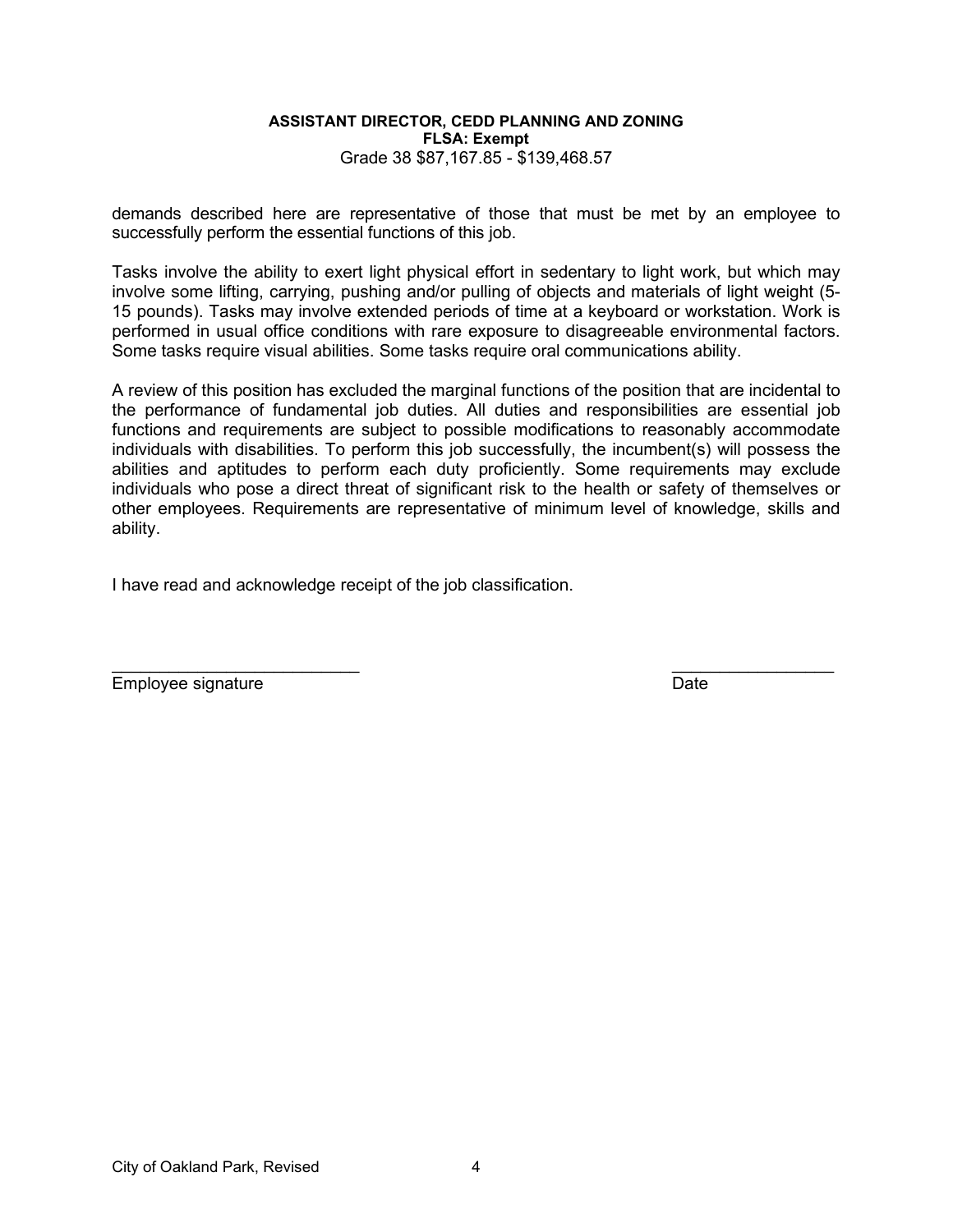demands described here are representative of those that must be met by an employee to successfully perform the essential functions of this job.

Tasks involve the ability to exert light physical effort in sedentary to light work, but which may involve some lifting, carrying, pushing and/or pulling of objects and materials of light weight (5-15 pounds). Tasks may involve extended periods of time at a keyboard or workstation. Work is performed in usual office conditions with rare exposure to disagreeable environmental factors. Some tasks require visual abilities. Some tasks require oral communications ability.

A review of this position has excluded the marginal functions of the position that are incidental to the performance of fundamental job duties. All duties and responsibilities are essential job functions and requirements are subject to possible modifications to reasonably accommodate individuals with disabilities. To perform this job successfully, the incumbent(s) will possess the abilities and aptitudes to perform each duty proficiently. Some requirements may exclude individuals who pose a direct threat of significant risk to the health or safety of themselves or other employees. Requirements are representative of minimum level of knowledge, skills and ability.

I have read and acknowledge receipt of the job classification.

___________________________ __________________

Employee signature Date